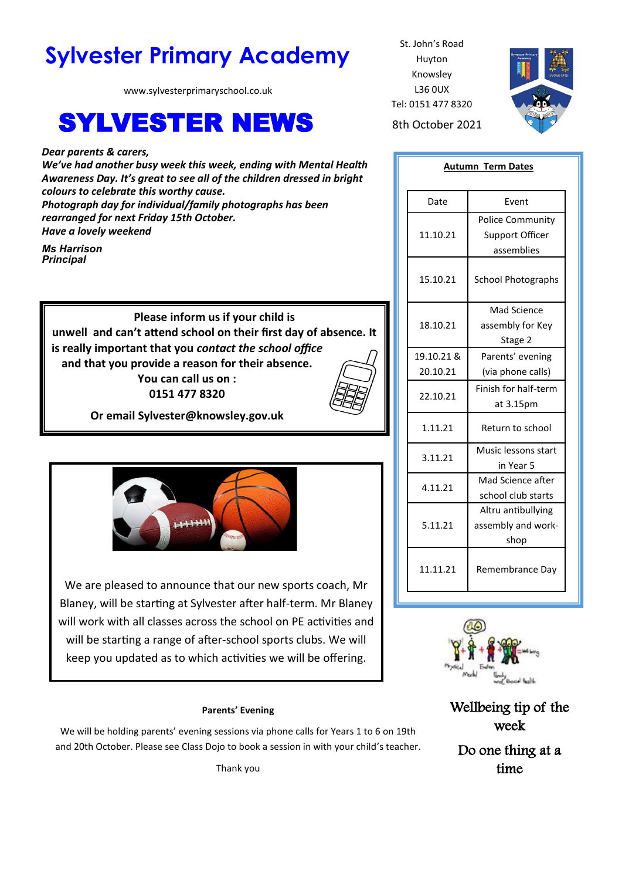# Sylvester Primary Academy

www.sylvesterprimaryschool.co.uk

St. John's Road
Huyton
Knowsley
L36 0UX
Tel: 0151 477 8320

# SYLVESTER NEWS

8th October 2021

***Dear parents & carers,***
***We've had another busy week this week, ending with Mental Health Awareness Day. It's great to see all of the children dressed in bright colours to celebrate this worthy cause.***
***Photograph day for individual/family photographs has been rearranged for next Friday 15th October.***
***Have a lovely weekend***

***Ms Harrison***
***Principal***

**Please inform us if your child is unwell and can't attend school on their first day of absence. It is really important that you *contact the school office* and that you provide a reason for their absence.**
**You can call us on :**
**0151 477 8320**

**Or email Sylvester@knowsley.gov.uk**

We are pleased to announce that our new sports coach, Mr Blaney, will be starting at Sylvester after half-term. Mr Blaney will work with all classes across the school on PE activities and will be starting a range of after-school sports clubs. We will keep you updated as to which activities we will be offering.

**Parents' Evening**

We will be holding parents' evening sessions via phone calls for Years 1 to 6 on 19th and 20th October. Please see Class Dojo to book a session in with your child's teacher.

Thank you

**Autumn Term Dates**

| Date | Event |
| --- | --- |
| 11.10.21 | Police Community Support Officer assemblies |
| 15.10.21 | School Photographs |
| 18.10.21 | Mad Science assembly for Key Stage 2 |
| 19.10.21 & 20.10.21 | Parents' evening (via phone calls) |
| 22.10.21 | Finish for half-term at 3.15pm |
| 1.11.21 | Return to school |
| 3.11.21 | Music lessons start in Year 5 |
| 4.11.21 | Mad Science after school club starts |
| 5.11.21 | Altru antibullying assembly and work-shop |
| 11.11.21 | Remembrance Day |

Wellbeing tip of the week

Do one thing at a time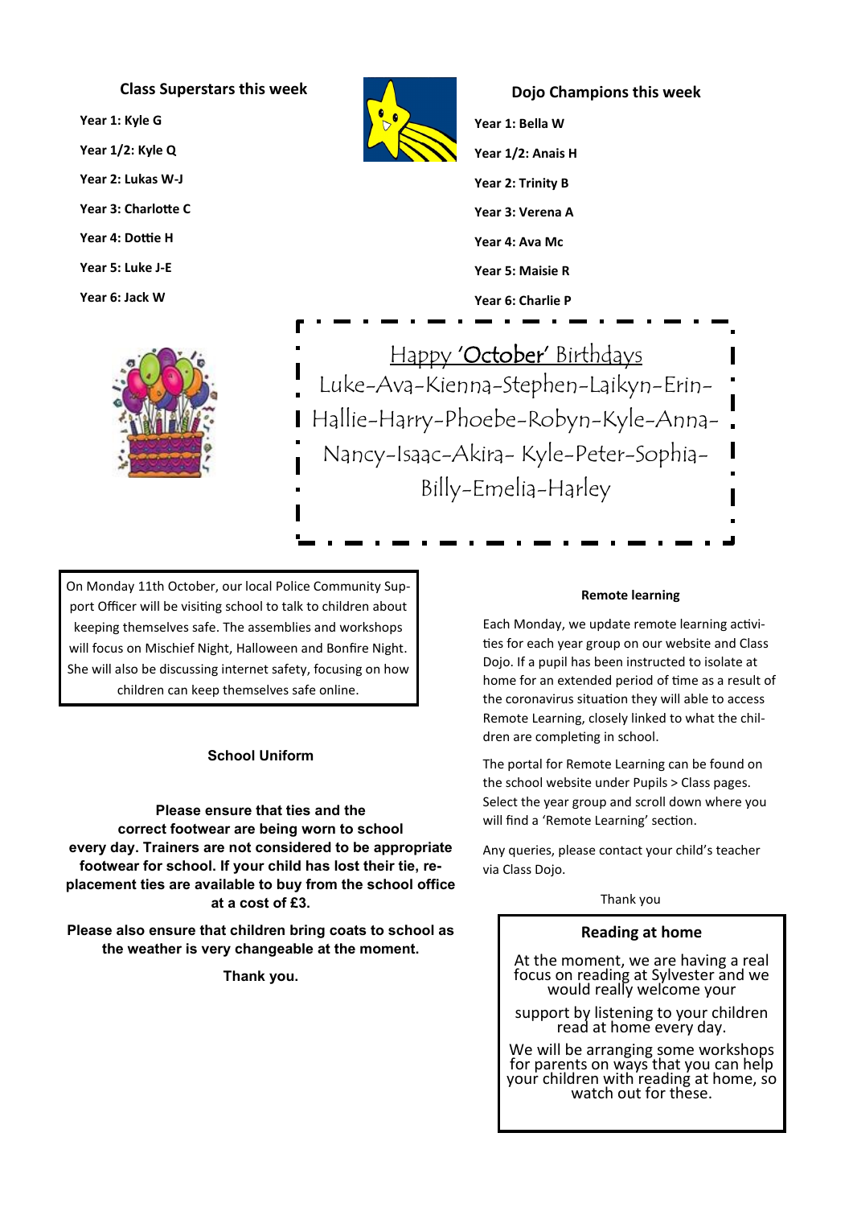## Class Superstars this week

**Year 1: Kyle G**

**Year 1/2: Kyle Q**

**Year 2: Lukas W-J**

**Year 3: Charlotte C**

**Year 4: Dottie H**

**Year 5: Luke J-E**

**Year 6: Jack W**

## Dojo Champions this week

**Year 1: Bella W**

**Year 1/2: Anais H**

**Year 2: Trinity B**

**Year 3: Verena A**

**Year 4: Ava Mc**

**Year 5: Maisie R**

**Year 6: Charlie P**

Happy 'October' Birthdays

Luke-Ava-Kienna-Stephen-Laikyn-Erin-Hallie-Harry-Phoebe-Robyn-Kyle-Anna-Nancy-Isaac-Akira- Kyle-Peter-Sophia-Billy-Emelia-Harley

On Monday 11th October, our local Police Community Support Officer will be visiting school to talk to children about keeping themselves safe. The assemblies and workshops will focus on Mischief Night, Halloween and Bonfire Night. She will also be discussing internet safety, focusing on how children can keep themselves safe online.

### School Uniform

**Please ensure that ties and the correct footwear are being worn to school every day. Trainers are not considered to be appropriate footwear for school. If your child has lost their tie, replacement ties are available to buy from the school office at a cost of £3.**

**Please also ensure that children bring coats to school as the weather is very changeable at the moment.**

**Thank you.**

### Remote learning

Each Monday, we update remote learning activities for each year group on our website and Class Dojo. If a pupil has been instructed to isolate at home for an extended period of time as a result of the coronavirus situation they will able to access Remote Learning, closely linked to what the children are completing in school.

The portal for Remote Learning can be found on the school website under Pupils > Class pages. Select the year group and scroll down where you will find a 'Remote Learning' section.

Any queries, please contact your child's teacher via Class Dojo.

Thank you

### Reading at home

At the moment, we are having a real focus on reading at Sylvester and we would really welcome your support by listening to your children read at home every day.

We will be arranging some workshops for parents on ways that you can help your children with reading at home, so watch out for these.